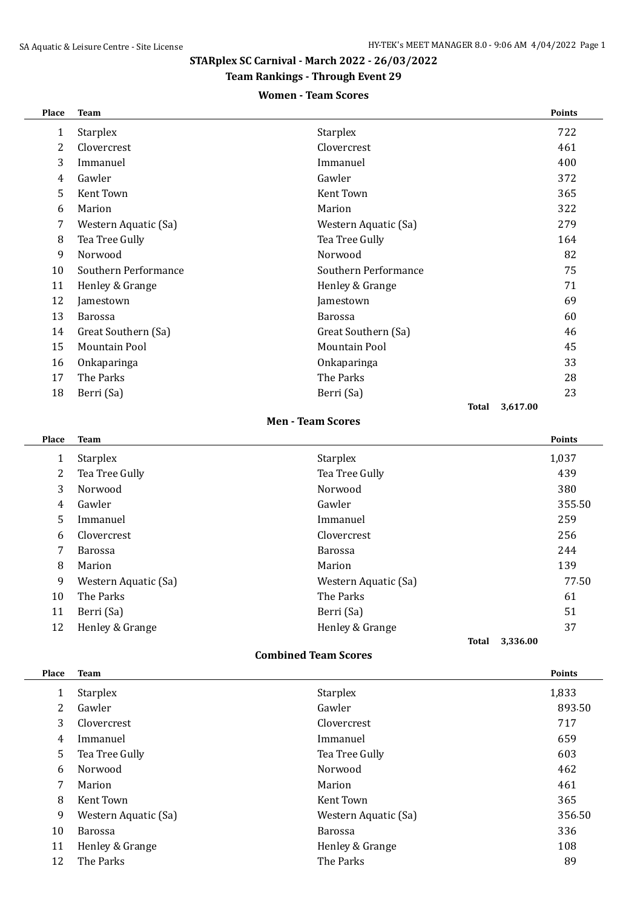## STARplex SC Carnival - March 2022 - 26/03/2022

### Team Rankings - Through Event 29

#### Women - Team Scores

| Place | Team | | Points |
|---|---|---|---|
| 1 | Starplex | Starplex | 722 |
| 2 | Clovercrest | Clovercrest | 461 |
| 3 | Immanuel | Immanuel | 400 |
| 4 | Gawler | Gawler | 372 |
| 5 | Kent Town | Kent Town | 365 |
| 6 | Marion | Marion | 322 |
| 7 | Western Aquatic (Sa) | Western Aquatic (Sa) | 279 |
| 8 | Tea Tree Gully | Tea Tree Gully | 164 |
| 9 | Norwood | Norwood | 82 |
| 10 | Southern Performance | Southern Performance | 75 |
| 11 | Henley & Grange | Henley & Grange | 71 |
| 12 | Jamestown | Jamestown | 69 |
| 13 | Barossa | Barossa | 60 |
| 14 | Great Southern (Sa) | Great Southern (Sa) | 46 |
| 15 | Mountain Pool | Mountain Pool | 45 |
| 16 | Onkaparinga | Onkaparinga | 33 |
| 17 | The Parks | The Parks | 28 |
| 18 | Berri (Sa) | Berri (Sa) | 23 |
| | | **Total** | 3,617.00 |

#### Men - Team Scores

| Place | Team | | Points |
|---|---|---|---|
| 1 | Starplex | Starplex | 1,037 |
| 2 | Tea Tree Gully | Tea Tree Gully | 439 |
| 3 | Norwood | Norwood | 380 |
| 4 | Gawler | Gawler | 355.50 |
| 5 | Immanuel | Immanuel | 259 |
| 6 | Clovercrest | Clovercrest | 256 |
| 7 | Barossa | Barossa | 244 |
| 8 | Marion | Marion | 139 |
| 9 | Western Aquatic (Sa) | Western Aquatic (Sa) | 77.50 |
| 10 | The Parks | The Parks | 61 |
| 11 | Berri (Sa) | Berri (Sa) | 51 |
| 12 | Henley & Grange | Henley & Grange | 37 |
| | | **Total** | 3,336.00 |

#### Combined Team Scores

| Place | Team | | Points |
|---|---|---|---|
| 1 | Starplex | Starplex | 1,833 |
| 2 | Gawler | Gawler | 893.50 |
| 3 | Clovercrest | Clovercrest | 717 |
| 4 | Immanuel | Immanuel | 659 |
| 5 | Tea Tree Gully | Tea Tree Gully | 603 |
| 6 | Norwood | Norwood | 462 |
| 7 | Marion | Marion | 461 |
| 8 | Kent Town | Kent Town | 365 |
| 9 | Western Aquatic (Sa) | Western Aquatic (Sa) | 356.50 |
| 10 | Barossa | Barossa | 336 |
| 11 | Henley & Grange | Henley & Grange | 108 |
| 12 | The Parks | The Parks | 89 |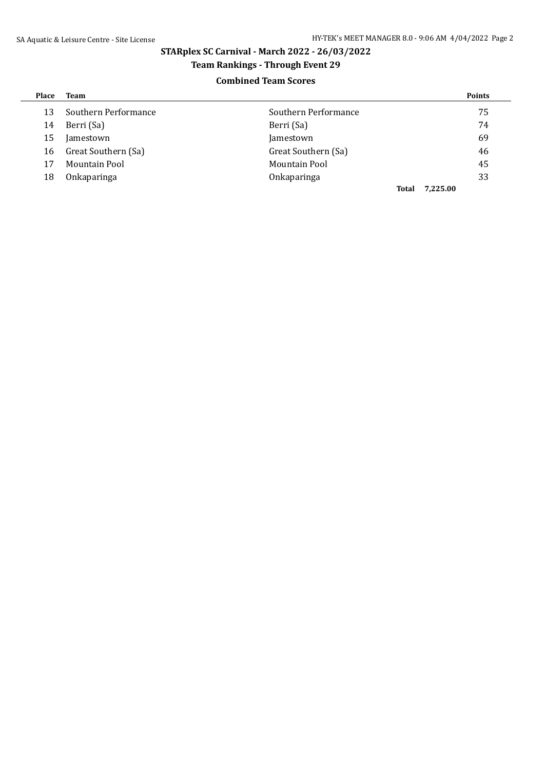**STARplex SC Carnival - March 2022 - 26/03/2022**

**Team Rankings - Through Event 29**

**Combined Team Scores**

| Place | Team | | Points |
|---|---|---|---|
| 13 | Southern Performance | Southern Performance | 75 |
| 14 | Berri (Sa) | Berri (Sa) | 74 |
| 15 | Jamestown | Jamestown | 69 |
| 16 | Great Southern (Sa) | Great Southern (Sa) | 46 |
| 17 | Mountain Pool | Mountain Pool | 45 |
| 18 | Onkaparinga | Onkaparinga | 33 |
| | | **Total** | **7,225.00** |